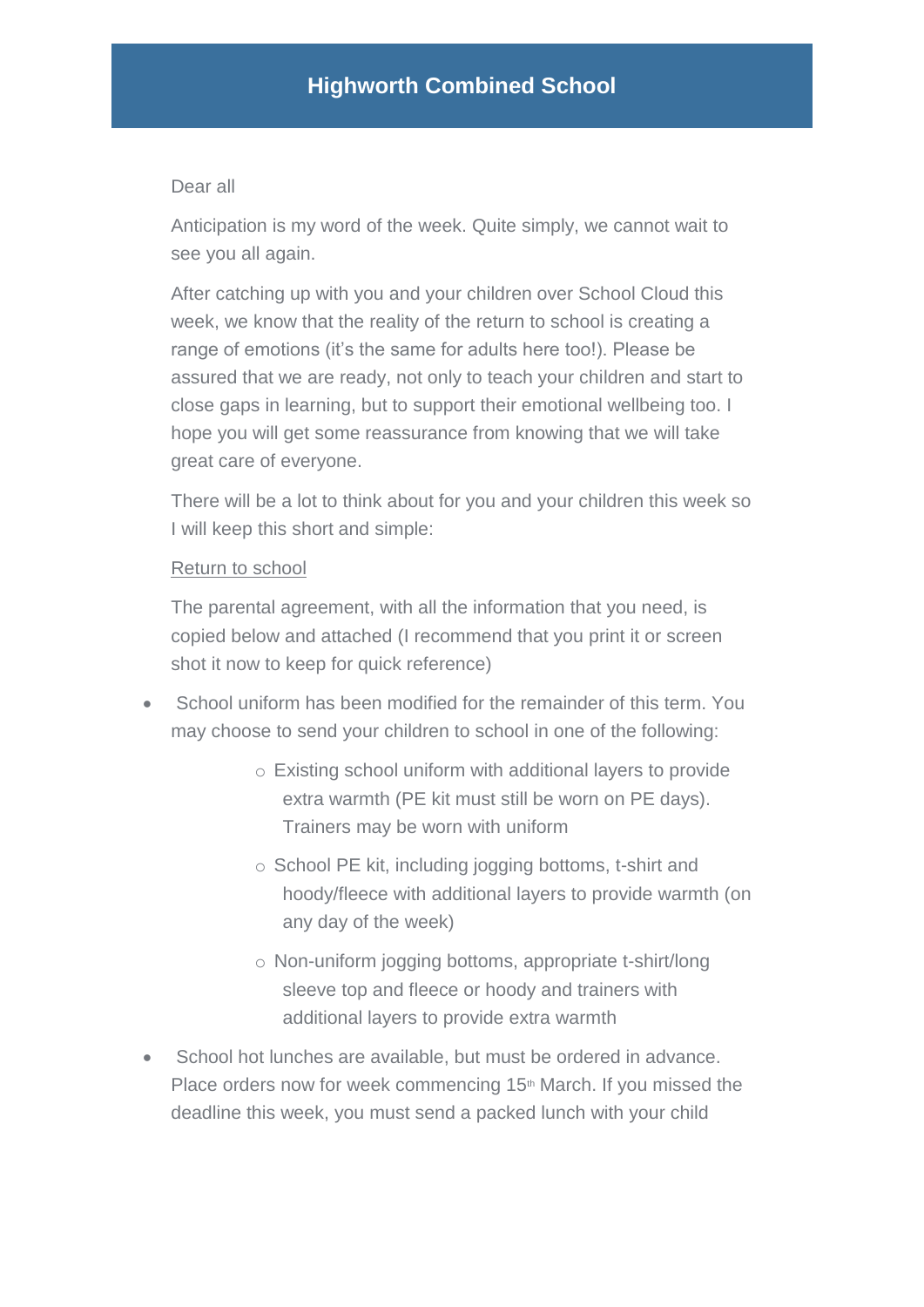# Highworth Combined School

Dear all

Anticipation is my word of the week. Quite simply, we cannot wait to see you all again.

After catching up with you and your children over School Cloud this week, we know that the reality of the return to school is creating a range of emotions (it's the same for adults here too!). Please be assured that we are ready, not only to teach your children and start to close gaps in learning, but to support their emotional wellbeing too. I hope you will get some reassurance from knowing that we will take great care of everyone.

There will be a lot to think about for you and your children this week so I will keep this short and simple:

Return to school

The parental agreement, with all the information that you need, is copied below and attached (I recommend that you print it or screen shot it now to keep for quick reference)

- School uniform has been modified for the remainder of this term. You may choose to send your children to school in one of the following:
    - Existing school uniform with additional layers to provide extra warmth (PE kit must still be worn on PE days). Trainers may be worn with uniform
    - School PE kit, including jogging bottoms, t-shirt and hoody/fleece with additional layers to provide warmth (on any day of the week)
    - Non-uniform jogging bottoms, appropriate t-shirt/long sleeve top and fleece or hoody and trainers with additional layers to provide extra warmth
- School hot lunches are available, but must be ordered in advance. Place orders now for week commencing 15th March. If you missed the deadline this week, you must send a packed lunch with your child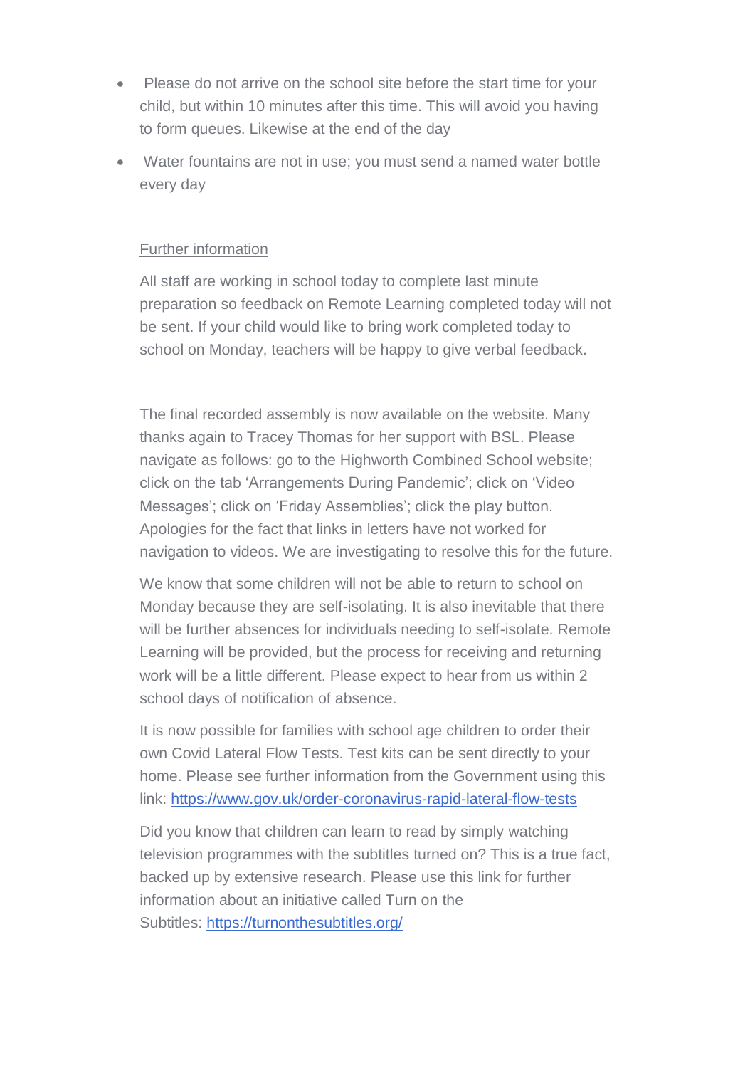- Please do not arrive on the school site before the start time for your child, but within 10 minutes after this time. This will avoid you having to form queues. Likewise at the end of the day
- Water fountains are not in use; you must send a named water bottle every day

Further information

All staff are working in school today to complete last minute preparation so feedback on Remote Learning completed today will not be sent. If your child would like to bring work completed today to school on Monday, teachers will be happy to give verbal feedback.

The final recorded assembly is now available on the website. Many thanks again to Tracey Thomas for her support with BSL. Please navigate as follows: go to the Highworth Combined School website; click on the tab 'Arrangements During Pandemic'; click on 'Video Messages'; click on 'Friday Assemblies'; click the play button. Apologies for the fact that links in letters have not worked for navigation to videos. We are investigating to resolve this for the future.

We know that some children will not be able to return to school on Monday because they are self-isolating. It is also inevitable that there will be further absences for individuals needing to self-isolate. Remote Learning will be provided, but the process for receiving and returning work will be a little different. Please expect to hear from us within 2 school days of notification of absence.

It is now possible for families with school age children to order their own Covid Lateral Flow Tests. Test kits can be sent directly to your home. Please see further information from the Government using this link: [https://www.gov.uk/order-coronavirus-rapid-lateral-flow-tests](https://www.gov.uk/order-coronavirus-rapid-lateral-flow-tests)

Did you know that children can learn to read by simply watching television programmes with the subtitles turned on? This is a true fact, backed up by extensive research. Please use this link for further information about an initiative called Turn on the Subtitles: [https://turnonthesubtitles.org/](https://turnonthesubtitles.org/)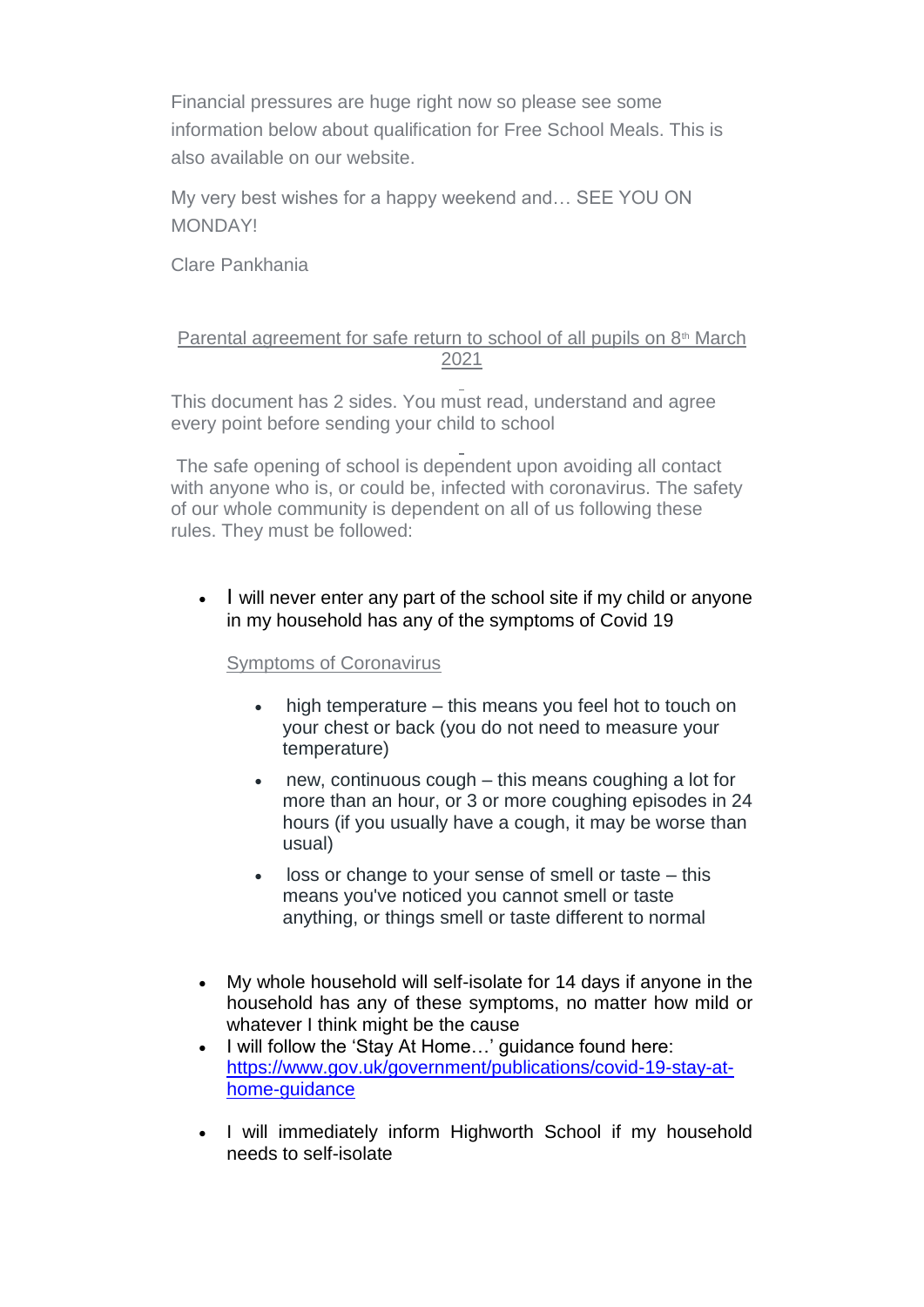Financial pressures are huge right now so please see some information below about qualification for Free School Meals. This is also available on our website.

My very best wishes for a happy weekend and… SEE YOU ON MONDAY!

Clare Pankhania

## Parental agreement for safe return to school of all pupils on 8th March 2021

This document has 2 sides. You must read, understand and agree every point before sending your child to school

The safe opening of school is dependent upon avoiding all contact with anyone who is, or could be, infected with coronavirus. The safety of our whole community is dependent on all of us following these rules. They must be followed:

- I will never enter any part of the school site if my child or anyone in my household has any of the symptoms of Covid 19

  Symptoms of Coronavirus

  - high temperature – this means you feel hot to touch on your chest or back (you do not need to measure your temperature)
  - new, continuous cough – this means coughing a lot for more than an hour, or 3 or more coughing episodes in 24 hours (if you usually have a cough, it may be worse than usual)
  - loss or change to your sense of smell or taste – this means you've noticed you cannot smell or taste anything, or things smell or taste different to normal

- My whole household will self-isolate for 14 days if anyone in the household has any of these symptoms, no matter how mild or whatever I think might be the cause
- I will follow the 'Stay At Home…' guidance found here: https://www.gov.uk/government/publications/covid-19-stay-at-home-guidance
- I will immediately inform Highworth School if my household needs to self-isolate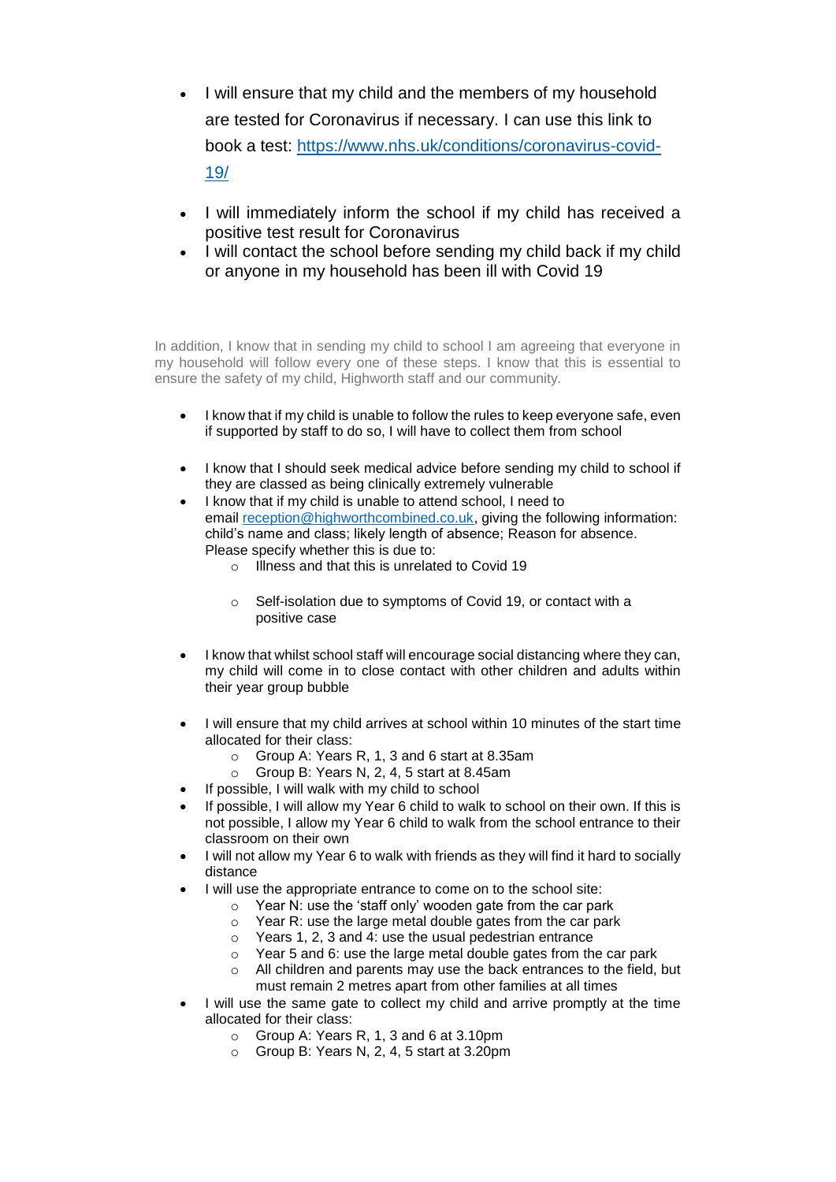- I will ensure that my child and the members of my household are tested for Coronavirus if necessary. I can use this link to book a test: [https://www.nhs.uk/conditions/coronavirus-covid-19/](https://www.nhs.uk/conditions/coronavirus-covid-19/)
- I will immediately inform the school if my child has received a positive test result for Coronavirus
- I will contact the school before sending my child back if my child or anyone in my household has been ill with Covid 19

In addition, I know that in sending my child to school I am agreeing that everyone in my household will follow every one of these steps. I know that this is essential to ensure the safety of my child, Highworth staff and our community.

- I know that if my child is unable to follow the rules to keep everyone safe, even if supported by staff to do so, I will have to collect them from school
- I know that I should seek medical advice before sending my child to school if they are classed as being clinically extremely vulnerable
- I know that if my child is unable to attend school, I need to email [reception@highworthcombined.co.uk](mailto:reception@highworthcombined.co.uk), giving the following information: child's name and class; likely length of absence; Reason for absence. Please specify whether this is due to:
    - Illness and that this is unrelated to Covid 19
    - Self-isolation due to symptoms of Covid 19, or contact with a positive case
- I know that whilst school staff will encourage social distancing where they can, my child will come in to close contact with other children and adults within their year group bubble
- I will ensure that my child arrives at school within 10 minutes of the start time allocated for their class:
    - Group A: Years R, 1, 3 and 6 start at 8.35am
    - Group B: Years N, 2, 4, 5 start at 8.45am
- If possible, I will walk with my child to school
- If possible, I will allow my Year 6 child to walk to school on their own. If this is not possible, I allow my Year 6 child to walk from the school entrance to their classroom on their own
- I will not allow my Year 6 to walk with friends as they will find it hard to socially distance
- I will use the appropriate entrance to come on to the school site:
    - Year N: use the 'staff only' wooden gate from the car park
    - Year R: use the large metal double gates from the car park
    - Years 1, 2, 3 and 4: use the usual pedestrian entrance
    - Year 5 and 6: use the large metal double gates from the car park
    - All children and parents may use the back entrances to the field, but must remain 2 metres apart from other families at all times
- I will use the same gate to collect my child and arrive promptly at the time allocated for their class:
    - Group A: Years R, 1, 3 and 6 at 3.10pm
    - Group B: Years N, 2, 4, 5 start at 3.20pm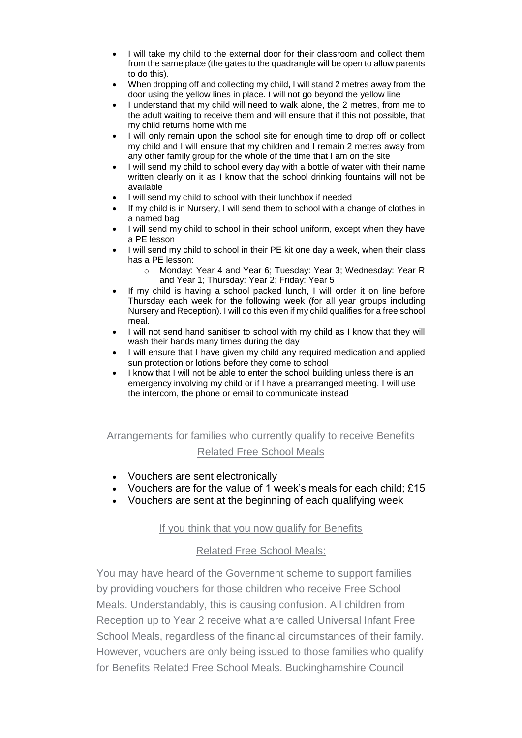- I will take my child to the external door for their classroom and collect them from the same place (the gates to the quadrangle will be open to allow parents to do this).
- When dropping off and collecting my child, I will stand 2 metres away from the door using the yellow lines in place. I will not go beyond the yellow line
- I understand that my child will need to walk alone, the 2 metres, from me to the adult waiting to receive them and will ensure that if this not possible, that my child returns home with me
- I will only remain upon the school site for enough time to drop off or collect my child and I will ensure that my children and I remain 2 metres away from any other family group for the whole of the time that I am on the site
- I will send my child to school every day with a bottle of water with their name written clearly on it as I know that the school drinking fountains will not be available
- I will send my child to school with their lunchbox if needed
- If my child is in Nursery, I will send them to school with a change of clothes in a named bag
- I will send my child to school in their school uniform, except when they have a PE lesson
- I will send my child to school in their PE kit one day a week, when their class has a PE lesson:
    - Monday: Year 4 and Year 6; Tuesday: Year 3; Wednesday: Year R and Year 1; Thursday: Year 2; Friday: Year 5
- If my child is having a school packed lunch, I will order it on line before Thursday each week for the following week (for all year groups including Nursery and Reception). I will do this even if my child qualifies for a free school meal.
- I will not send hand sanitiser to school with my child as I know that they will wash their hands many times during the day
- I will ensure that I have given my child any required medication and applied sun protection or lotions before they come to school
- I know that I will not be able to enter the school building unless there is an emergency involving my child or if I have a prearranged meeting. I will use the intercom, the phone or email to communicate instead

## Arrangements for families who currently qualify to receive Benefits Related Free School Meals

- Vouchers are sent electronically
- Vouchers are for the value of 1 week's meals for each child; £15
- Vouchers are sent at the beginning of each qualifying week

### If you think that you now qualify for Benefits Related Free School Meals:

You may have heard of the Government scheme to support families by providing vouchers for those children who receive Free School Meals. Understandably, this is causing confusion. All children from Reception up to Year 2 receive what are called Universal Infant Free School Meals, regardless of the financial circumstances of their family. However, vouchers are only being issued to those families who qualify for Benefits Related Free School Meals. Buckinghamshire Council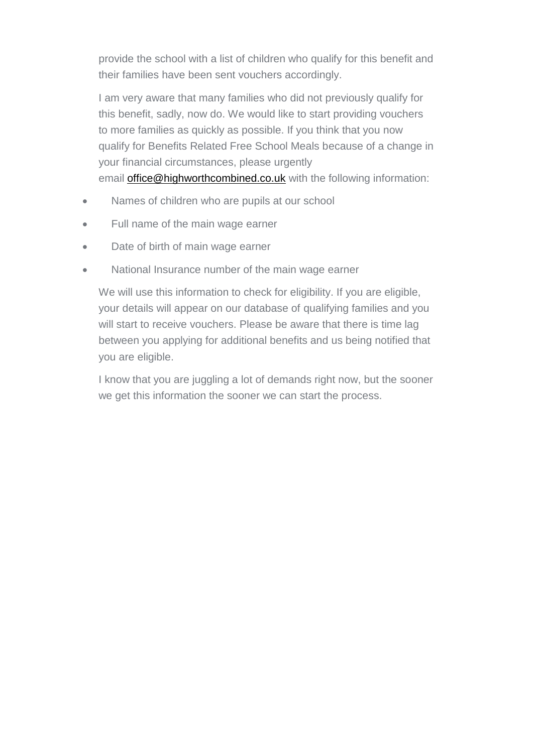provide the school with a list of children who qualify for this benefit and their families have been sent vouchers accordingly.

I am very aware that many families who did not previously qualify for this benefit, sadly, now do. We would like to start providing vouchers to more families as quickly as possible. If you think that you now qualify for Benefits Related Free School Meals because of a change in your financial circumstances, please urgently email office@highworthcombined.co.uk with the following information:

- Names of children who are pupils at our school
- Full name of the main wage earner
- Date of birth of main wage earner
- National Insurance number of the main wage earner

We will use this information to check for eligibility. If you are eligible, your details will appear on our database of qualifying families and you will start to receive vouchers. Please be aware that there is time lag between you applying for additional benefits and us being notified that you are eligible.

I know that you are juggling a lot of demands right now, but the sooner we get this information the sooner we can start the process.